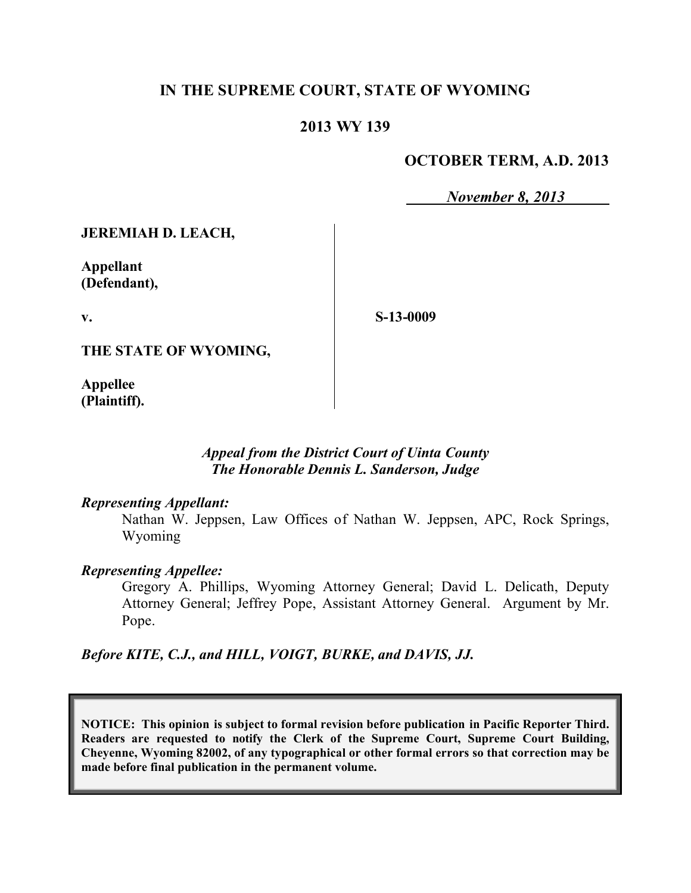**IN THE SUPREME COURT, STATE OF WYOMING**

**2013 WY 139**

**OCTOBER TERM, A.D. 2013**

*November 8, 2013*

**JEREMIAH D. LEACH,**

**Appellant (Defendant),**

**v.**

**THE STATE OF WYOMING,**

**Appellee (Plaintiff).**

**S-13-0009**

*Appeal from the District Court of Uinta County*
*The Honorable Dennis L. Sanderson, Judge*

***Representing Appellant:***

Nathan W. Jeppsen, Law Offices of Nathan W. Jeppsen, APC, Rock Springs, Wyoming

***Representing Appellee:***

Gregory A. Phillips, Wyoming Attorney General; David L. Delicath, Deputy Attorney General; Jeffrey Pope, Assistant Attorney General. Argument by Mr. Pope.

***Before KITE, C.J., and HILL, VOIGT, BURKE, and DAVIS, JJ.***

**NOTICE: This opinion is subject to formal revision before publication in Pacific Reporter Third. Readers are requested to notify the Clerk of the Supreme Court, Supreme Court Building, Cheyenne, Wyoming 82002, of any typographical or other formal errors so that correction may be made before final publication in the permanent volume.**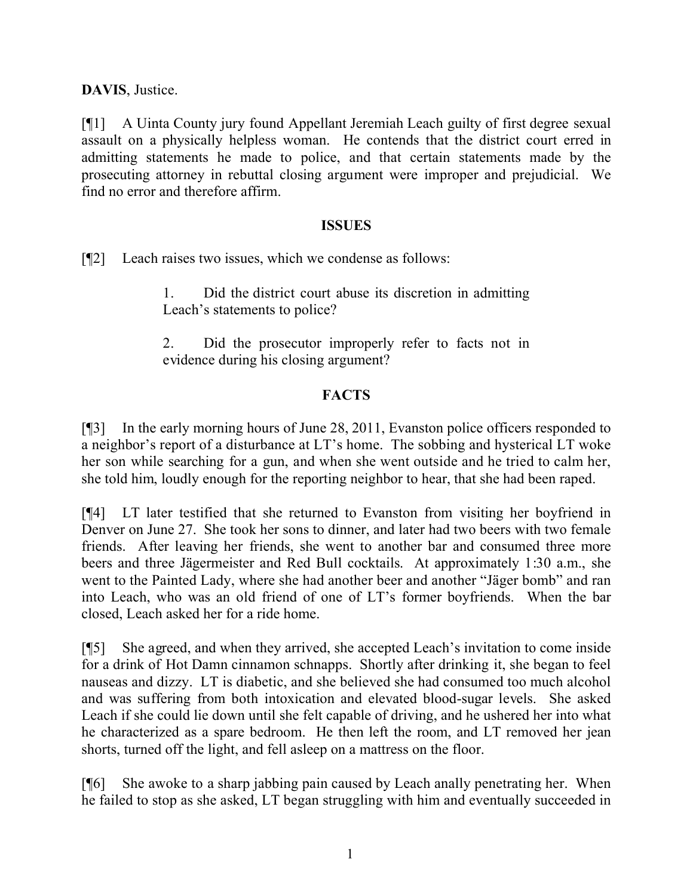**DAVIS**, Justice.

[¶1] A Uinta County jury found Appellant Jeremiah Leach guilty of first degree sexual assault on a physically helpless woman. He contends that the district court erred in admitting statements he made to police, and that certain statements made by the prosecuting attorney in rebuttal closing argument were improper and prejudicial. We find no error and therefore affirm.

## ISSUES

[¶2] Leach raises two issues, which we condense as follows:

> 1. Did the district court abuse its discretion in admitting Leach's statements to police?
>
> 2. Did the prosecutor improperly refer to facts not in evidence during his closing argument?

## FACTS

[¶3] In the early morning hours of June 28, 2011, Evanston police officers responded to a neighbor's report of a disturbance at LT's home. The sobbing and hysterical LT woke her son while searching for a gun, and when she went outside and he tried to calm her, she told him, loudly enough for the reporting neighbor to hear, that she had been raped.

[¶4] LT later testified that she returned to Evanston from visiting her boyfriend in Denver on June 27. She took her sons to dinner, and later had two beers with two female friends. After leaving her friends, she went to another bar and consumed three more beers and three Jägermeister and Red Bull cocktails. At approximately 1:30 a.m., she went to the Painted Lady, where she had another beer and another "Jäger bomb" and ran into Leach, who was an old friend of one of LT's former boyfriends. When the bar closed, Leach asked her for a ride home.

[¶5] She agreed, and when they arrived, she accepted Leach's invitation to come inside for a drink of Hot Damn cinnamon schnapps. Shortly after drinking it, she began to feel nauseas and dizzy. LT is diabetic, and she believed she had consumed too much alcohol and was suffering from both intoxication and elevated blood-sugar levels. She asked Leach if she could lie down until she felt capable of driving, and he ushered her into what he characterized as a spare bedroom. He then left the room, and LT removed her jean shorts, turned off the light, and fell asleep on a mattress on the floor.

[¶6] She awoke to a sharp jabbing pain caused by Leach anally penetrating her. When he failed to stop as she asked, LT began struggling with him and eventually succeeded in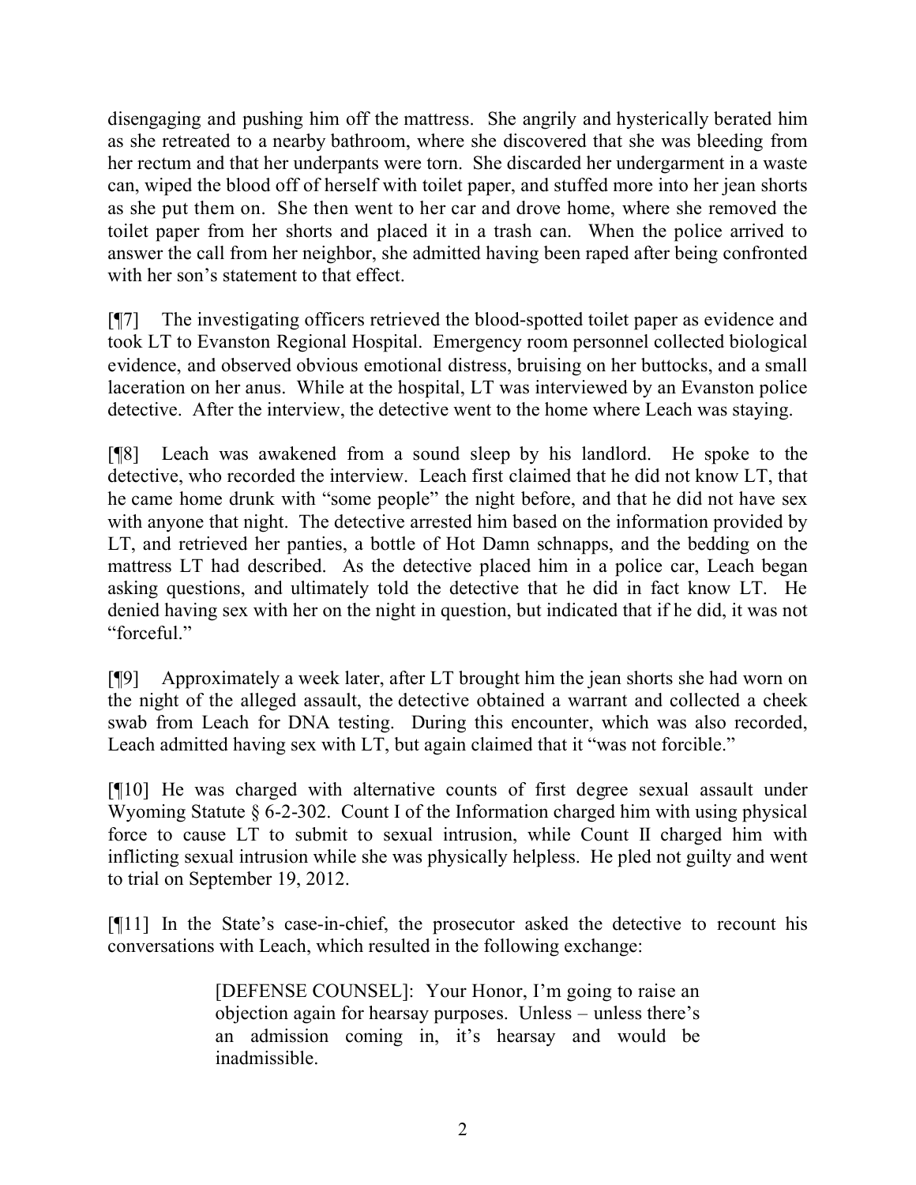disengaging and pushing him off the mattress. She angrily and hysterically berated him as she retreated to a nearby bathroom, where she discovered that she was bleeding from her rectum and that her underpants were torn. She discarded her undergarment in a waste can, wiped the blood off of herself with toilet paper, and stuffed more into her jean shorts as she put them on. She then went to her car and drove home, where she removed the toilet paper from her shorts and placed it in a trash can. When the police arrived to answer the call from her neighbor, she admitted having been raped after being confronted with her son's statement to that effect.

[¶7] The investigating officers retrieved the blood-spotted toilet paper as evidence and took LT to Evanston Regional Hospital. Emergency room personnel collected biological evidence, and observed obvious emotional distress, bruising on her buttocks, and a small laceration on her anus. While at the hospital, LT was interviewed by an Evanston police detective. After the interview, the detective went to the home where Leach was staying.

[¶8] Leach was awakened from a sound sleep by his landlord. He spoke to the detective, who recorded the interview. Leach first claimed that he did not know LT, that he came home drunk with "some people" the night before, and that he did not have sex with anyone that night. The detective arrested him based on the information provided by LT, and retrieved her panties, a bottle of Hot Damn schnapps, and the bedding on the mattress LT had described. As the detective placed him in a police car, Leach began asking questions, and ultimately told the detective that he did in fact know LT. He denied having sex with her on the night in question, but indicated that if he did, it was not "forceful."

[¶9] Approximately a week later, after LT brought him the jean shorts she had worn on the night of the alleged assault, the detective obtained a warrant and collected a cheek swab from Leach for DNA testing. During this encounter, which was also recorded, Leach admitted having sex with LT, but again claimed that it "was not forcible."

[¶10] He was charged with alternative counts of first degree sexual assault under Wyoming Statute § 6-2-302. Count I of the Information charged him with using physical force to cause LT to submit to sexual intrusion, while Count II charged him with inflicting sexual intrusion while she was physically helpless. He pled not guilty and went to trial on September 19, 2012.

[¶11] In the State's case-in-chief, the prosecutor asked the detective to recount his conversations with Leach, which resulted in the following exchange:

> [DEFENSE COUNSEL]: Your Honor, I'm going to raise an objection again for hearsay purposes. Unless – unless there's an admission coming in, it's hearsay and would be inadmissible.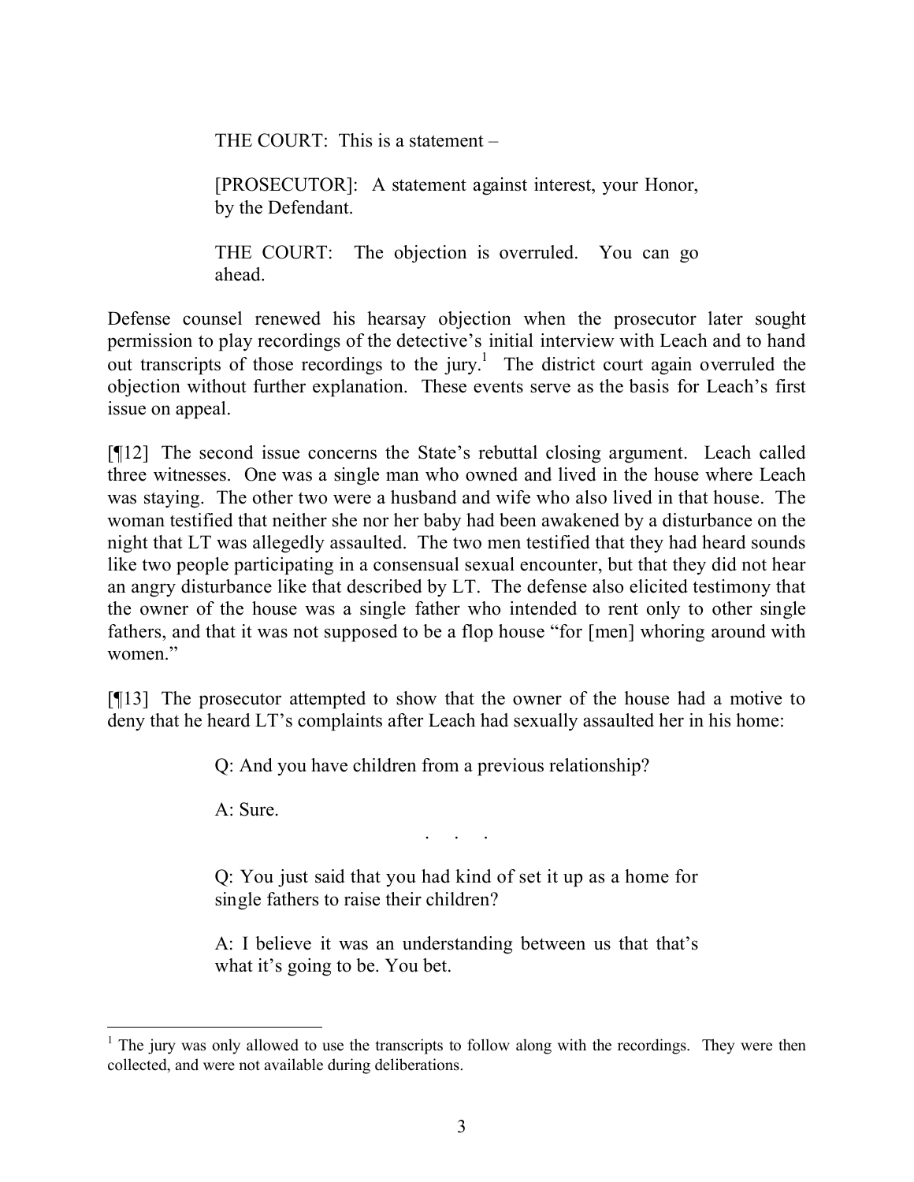THE COURT: This is a statement –

[PROSECUTOR]: A statement against interest, your Honor, by the Defendant.

THE COURT: The objection is overruled. You can go ahead.

Defense counsel renewed his hearsay objection when the prosecutor later sought permission to play recordings of the detective's initial interview with Leach and to hand out transcripts of those recordings to the jury.[1] The district court again overruled the objection without further explanation. These events serve as the basis for Leach's first issue on appeal.

[¶12] The second issue concerns the State's rebuttal closing argument. Leach called three witnesses. One was a single man who owned and lived in the house where Leach was staying. The other two were a husband and wife who also lived in that house. The woman testified that neither she nor her baby had been awakened by a disturbance on the night that LT was allegedly assaulted. The two men testified that they had heard sounds like two people participating in a consensual sexual encounter, but that they did not hear an angry disturbance like that described by LT. The defense also elicited testimony that the owner of the house was a single father who intended to rent only to other single fathers, and that it was not supposed to be a flop house "for [men] whoring around with women."

[¶13] The prosecutor attempted to show that the owner of the house had a motive to deny that he heard LT's complaints after Leach had sexually assaulted her in his home:

Q: And you have children from a previous relationship?

A: Sure.

. . .

Q: You just said that you had kind of set it up as a home for single fathers to raise their children?

A: I believe it was an understanding between us that that's what it's going to be. You bet.

---

[1] The jury was only allowed to use the transcripts to follow along with the recordings. They were then collected, and were not available during deliberations.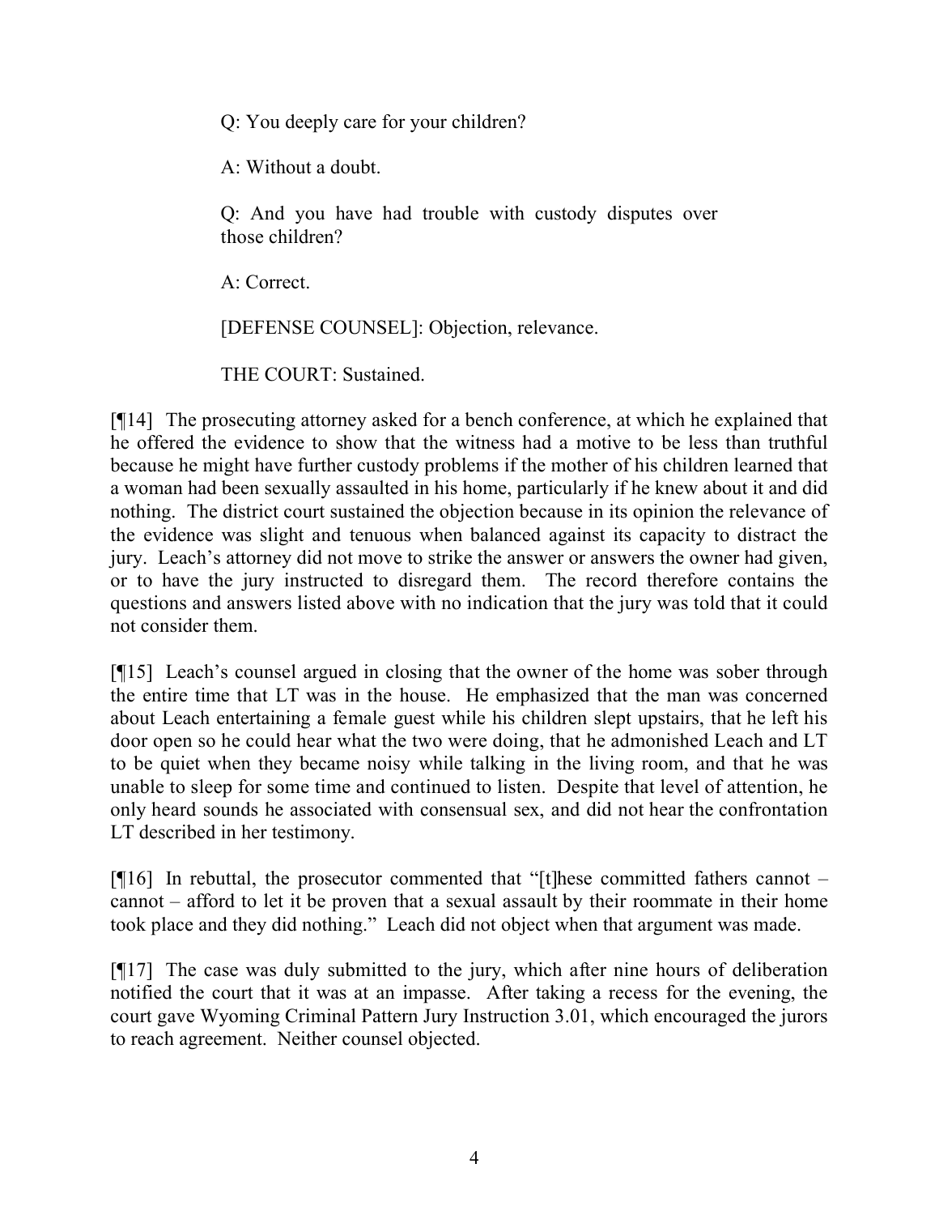Q: You deeply care for your children?

A: Without a doubt.

Q: And you have had trouble with custody disputes over those children?

A: Correct.

[DEFENSE COUNSEL]: Objection, relevance.

THE COURT: Sustained.

[¶14] The prosecuting attorney asked for a bench conference, at which he explained that he offered the evidence to show that the witness had a motive to be less than truthful because he might have further custody problems if the mother of his children learned that a woman had been sexually assaulted in his home, particularly if he knew about it and did nothing. The district court sustained the objection because in its opinion the relevance of the evidence was slight and tenuous when balanced against its capacity to distract the jury. Leach's attorney did not move to strike the answer or answers the owner had given, or to have the jury instructed to disregard them. The record therefore contains the questions and answers listed above with no indication that the jury was told that it could not consider them.

[¶15] Leach's counsel argued in closing that the owner of the home was sober through the entire time that LT was in the house. He emphasized that the man was concerned about Leach entertaining a female guest while his children slept upstairs, that he left his door open so he could hear what the two were doing, that he admonished Leach and LT to be quiet when they became noisy while talking in the living room, and that he was unable to sleep for some time and continued to listen. Despite that level of attention, he only heard sounds he associated with consensual sex, and did not hear the confrontation LT described in her testimony.

[¶16] In rebuttal, the prosecutor commented that "[t]hese committed fathers cannot – cannot – afford to let it be proven that a sexual assault by their roommate in their home took place and they did nothing." Leach did not object when that argument was made.

[¶17] The case was duly submitted to the jury, which after nine hours of deliberation notified the court that it was at an impasse. After taking a recess for the evening, the court gave Wyoming Criminal Pattern Jury Instruction 3.01, which encouraged the jurors to reach agreement. Neither counsel objected.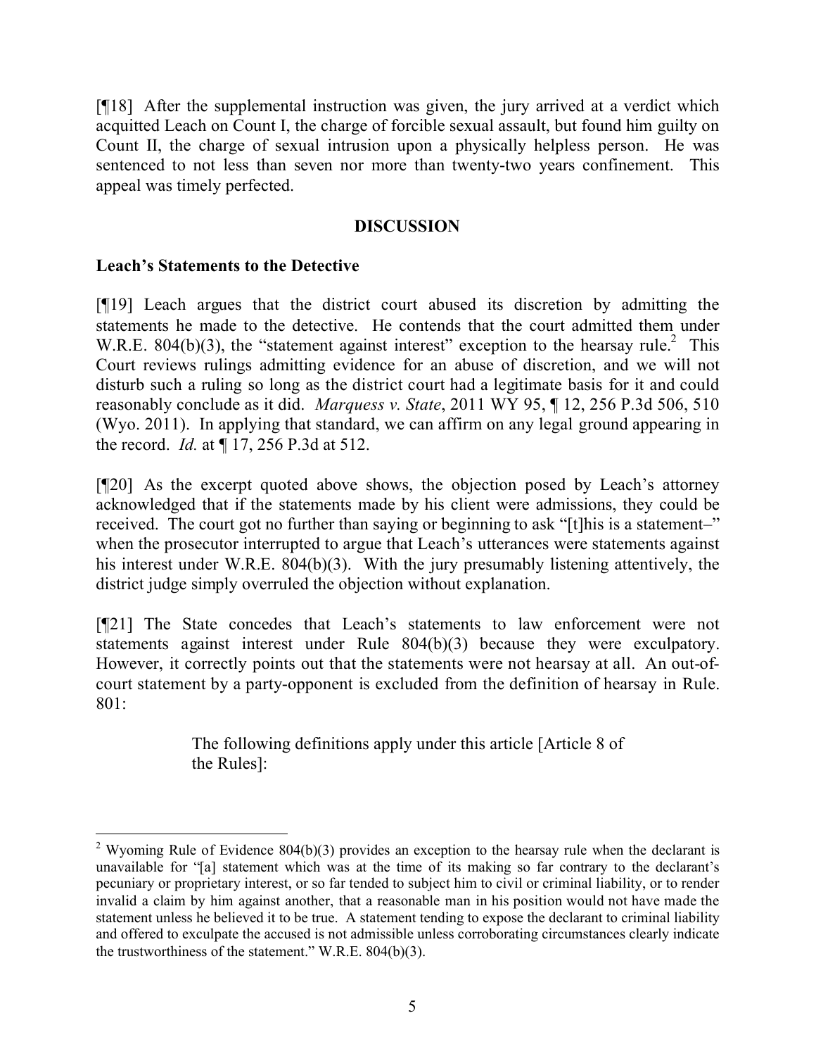[¶18] After the supplemental instruction was given, the jury arrived at a verdict which acquitted Leach on Count I, the charge of forcible sexual assault, but found him guilty on Count II, the charge of sexual intrusion upon a physically helpless person. He was sentenced to not less than seven nor more than twenty-two years confinement. This appeal was timely perfected.

## DISCUSSION

### Leach's Statements to the Detective

[¶19] Leach argues that the district court abused its discretion by admitting the statements he made to the detective. He contends that the court admitted them under W.R.E. 804(b)(3), the "statement against interest" exception to the hearsay rule.[2] This Court reviews rulings admitting evidence for an abuse of discretion, and we will not disturb such a ruling so long as the district court had a legitimate basis for it and could reasonably conclude as it did. *Marquess v. State*, 2011 WY 95, ¶ 12, 256 P.3d 506, 510 (Wyo. 2011). In applying that standard, we can affirm on any legal ground appearing in the record. *Id.* at ¶ 17, 256 P.3d at 512.

[¶20] As the excerpt quoted above shows, the objection posed by Leach's attorney acknowledged that if the statements made by his client were admissions, they could be received. The court got no further than saying or beginning to ask "[t]his is a statement–" when the prosecutor interrupted to argue that Leach's utterances were statements against his interest under W.R.E. 804(b)(3). With the jury presumably listening attentively, the district judge simply overruled the objection without explanation.

[¶21] The State concedes that Leach's statements to law enforcement were not statements against interest under Rule 804(b)(3) because they were exculpatory. However, it correctly points out that the statements were not hearsay at all. An out-of-court statement by a party-opponent is excluded from the definition of hearsay in Rule. 801:

> The following definitions apply under this article [Article 8 of the Rules]:

---

[2] Wyoming Rule of Evidence 804(b)(3) provides an exception to the hearsay rule when the declarant is unavailable for "[a] statement which was at the time of its making so far contrary to the declarant's pecuniary or proprietary interest, or so far tended to subject him to civil or criminal liability, or to render invalid a claim by him against another, that a reasonable man in his position would not have made the statement unless he believed it to be true. A statement tending to expose the declarant to criminal liability and offered to exculpate the accused is not admissible unless corroborating circumstances clearly indicate the trustworthiness of the statement." W.R.E. 804(b)(3).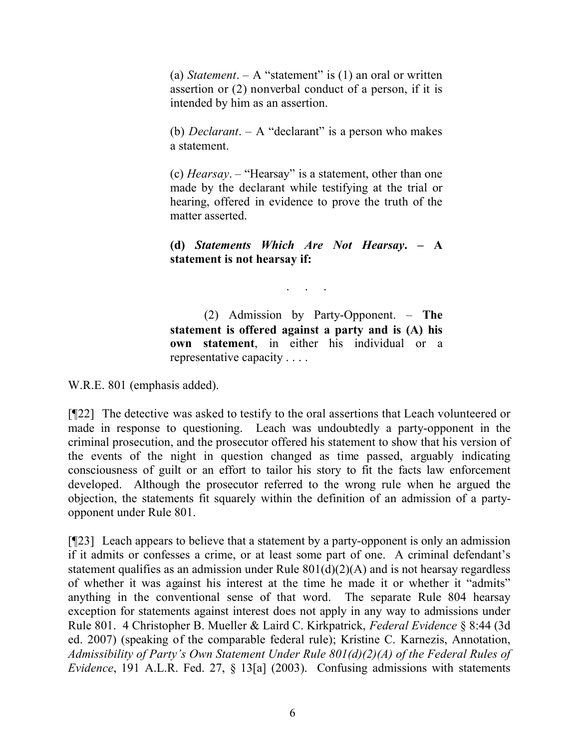> (a) *Statement*. – A "statement" is (1) an oral or written assertion or (2) nonverbal conduct of a person, if it is intended by him as an assertion.
>
> (b) *Declarant*. – A "declarant" is a person who makes a statement.
>
> (c) *Hearsay*. – "Hearsay" is a statement, other than one made by the declarant while testifying at the trial or hearing, offered in evidence to prove the truth of the matter asserted.
>
> **(d) *Statements Which Are Not Hearsay*. – A statement is not hearsay if:**
>
> . . .
>
> (2) Admission by Party-Opponent. – **The statement is offered against a party and is (A) his own statement**, in either his individual or a representative capacity . . . .

W.R.E. 801 (emphasis added).

[¶22] The detective was asked to testify to the oral assertions that Leach volunteered or made in response to questioning. Leach was undoubtedly a party-opponent in the criminal prosecution, and the prosecutor offered his statement to show that his version of the events of the night in question changed as time passed, arguably indicating consciousness of guilt or an effort to tailor his story to fit the facts law enforcement developed. Although the prosecutor referred to the wrong rule when he argued the objection, the statements fit squarely within the definition of an admission of a party-opponent under Rule 801.

[¶23] Leach appears to believe that a statement by a party-opponent is only an admission if it admits or confesses a crime, or at least some part of one. A criminal defendant's statement qualifies as an admission under Rule 801(d)(2)(A) and is not hearsay regardless of whether it was against his interest at the time he made it or whether it "admits" anything in the conventional sense of that word. The separate Rule 804 hearsay exception for statements against interest does not apply in any way to admissions under Rule 801. 4 Christopher B. Mueller & Laird C. Kirkpatrick, *Federal Evidence* § 8:44 (3d ed. 2007) (speaking of the comparable federal rule); Kristine C. Karnezis, Annotation, *Admissibility of Party's Own Statement Under Rule 801(d)(2)(A) of the Federal Rules of Evidence*, 191 A.L.R. Fed. 27, § 13[a] (2003). Confusing admissions with statements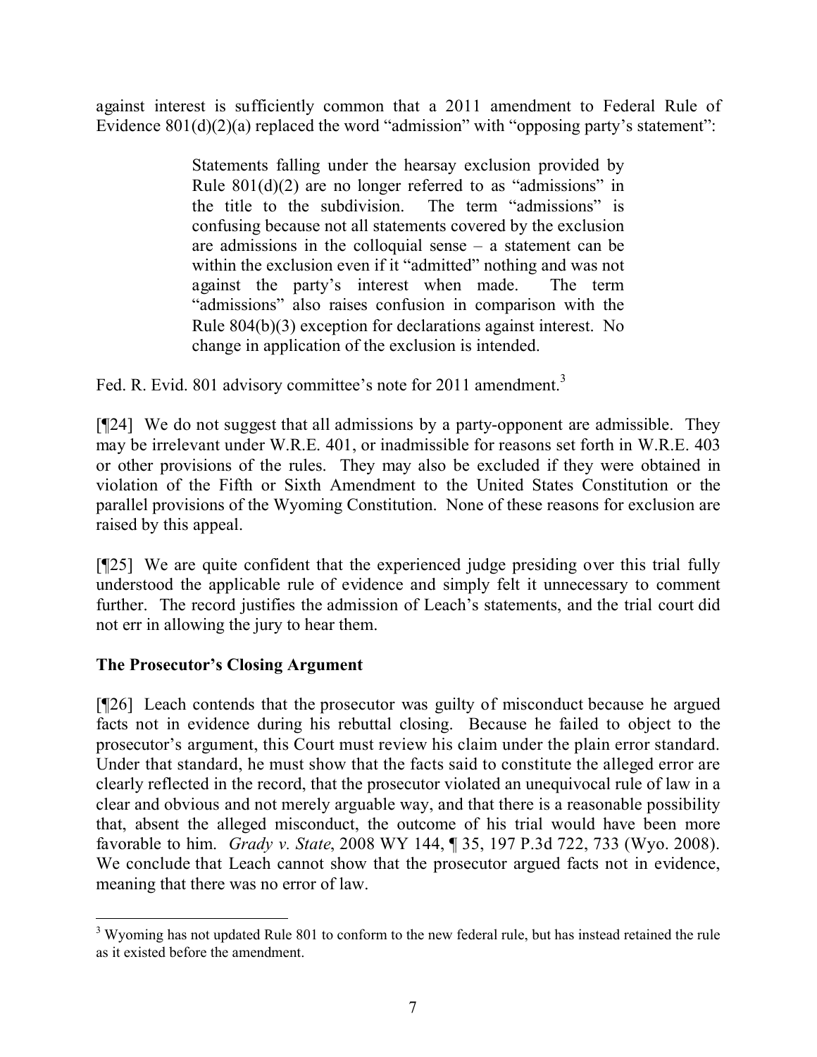against interest is sufficiently common that a 2011 amendment to Federal Rule of Evidence 801(d)(2)(a) replaced the word "admission" with "opposing party's statement":

> Statements falling under the hearsay exclusion provided by Rule 801(d)(2) are no longer referred to as "admissions" in the title to the subdivision. The term "admissions" is confusing because not all statements covered by the exclusion are admissions in the colloquial sense – a statement can be within the exclusion even if it "admitted" nothing and was not against the party's interest when made. The term "admissions" also raises confusion in comparison with the Rule 804(b)(3) exception for declarations against interest. No change in application of the exclusion is intended.

Fed. R. Evid. 801 advisory committee's note for 2011 amendment.[3]

[¶24] We do not suggest that all admissions by a party-opponent are admissible. They may be irrelevant under W.R.E. 401, or inadmissible for reasons set forth in W.R.E. 403 or other provisions of the rules. They may also be excluded if they were obtained in violation of the Fifth or Sixth Amendment to the United States Constitution or the parallel provisions of the Wyoming Constitution. None of these reasons for exclusion are raised by this appeal.

[¶25] We are quite confident that the experienced judge presiding over this trial fully understood the applicable rule of evidence and simply felt it unnecessary to comment further. The record justifies the admission of Leach's statements, and the trial court did not err in allowing the jury to hear them.

## The Prosecutor's Closing Argument

[¶26] Leach contends that the prosecutor was guilty of misconduct because he argued facts not in evidence during his rebuttal closing. Because he failed to object to the prosecutor's argument, this Court must review his claim under the plain error standard. Under that standard, he must show that the facts said to constitute the alleged error are clearly reflected in the record, that the prosecutor violated an unequivocal rule of law in a clear and obvious and not merely arguable way, and that there is a reasonable possibility that, absent the alleged misconduct, the outcome of his trial would have been more favorable to him. *Grady v. State*, 2008 WY 144, ¶ 35, 197 P.3d 722, 733 (Wyo. 2008). We conclude that Leach cannot show that the prosecutor argued facts not in evidence, meaning that there was no error of law.

---

[3] Wyoming has not updated Rule 801 to conform to the new federal rule, but has instead retained the rule as it existed before the amendment.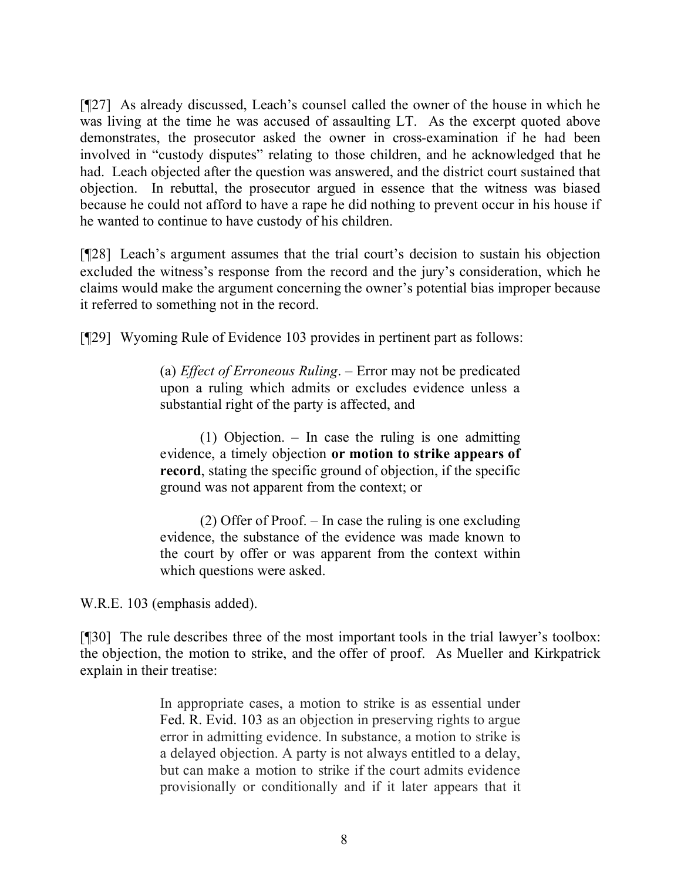[¶27] As already discussed, Leach's counsel called the owner of the house in which he was living at the time he was accused of assaulting LT. As the excerpt quoted above demonstrates, the prosecutor asked the owner in cross-examination if he had been involved in "custody disputes" relating to those children, and he acknowledged that he had. Leach objected after the question was answered, and the district court sustained that objection. In rebuttal, the prosecutor argued in essence that the witness was biased because he could not afford to have a rape he did nothing to prevent occur in his house if he wanted to continue to have custody of his children.

[¶28] Leach's argument assumes that the trial court's decision to sustain his objection excluded the witness's response from the record and the jury's consideration, which he claims would make the argument concerning the owner's potential bias improper because it referred to something not in the record.

[¶29] Wyoming Rule of Evidence 103 provides in pertinent part as follows:

> (a) *Effect of Erroneous Ruling*. – Error may not be predicated upon a ruling which admits or excludes evidence unless a substantial right of the party is affected, and
>
> (1) Objection. – In case the ruling is one admitting evidence, a timely objection **or motion to strike appears of record**, stating the specific ground of objection, if the specific ground was not apparent from the context; or
>
> (2) Offer of Proof. – In case the ruling is one excluding evidence, the substance of the evidence was made known to the court by offer or was apparent from the context within which questions were asked.

W.R.E. 103 (emphasis added).

[¶30] The rule describes three of the most important tools in the trial lawyer's toolbox: the objection, the motion to strike, and the offer of proof. As Mueller and Kirkpatrick explain in their treatise:

> In appropriate cases, a motion to strike is as essential under Fed. R. Evid. 103 as an objection in preserving rights to argue error in admitting evidence. In substance, a motion to strike is a delayed objection. A party is not always entitled to a delay, but can make a motion to strike if the court admits evidence provisionally or conditionally and if it later appears that it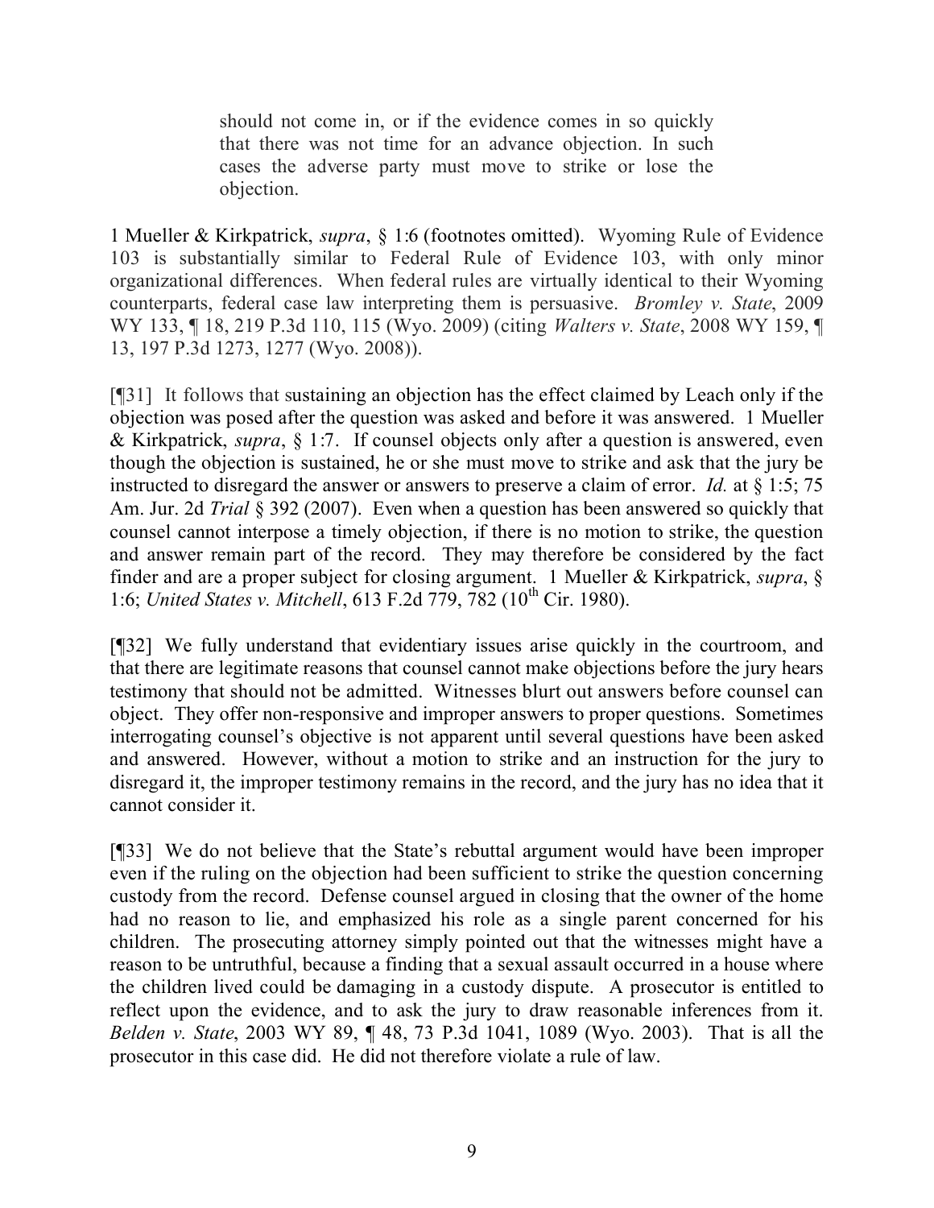> should not come in, or if the evidence comes in so quickly that there was not time for an advance objection. In such cases the adverse party must move to strike or lose the objection.

1 Mueller & Kirkpatrick, *supra*, § 1:6 (footnotes omitted). Wyoming Rule of Evidence 103 is substantially similar to Federal Rule of Evidence 103, with only minor organizational differences. When federal rules are virtually identical to their Wyoming counterparts, federal case law interpreting them is persuasive. *Bromley v. State*, 2009 WY 133, ¶ 18, 219 P.3d 110, 115 (Wyo. 2009) (citing *Walters v. State*, 2008 WY 159, ¶ 13, 197 P.3d 1273, 1277 (Wyo. 2008)).

[¶31] It follows that sustaining an objection has the effect claimed by Leach only if the objection was posed after the question was asked and before it was answered. 1 Mueller & Kirkpatrick, *supra*, § 1:7. If counsel objects only after a question is answered, even though the objection is sustained, he or she must move to strike and ask that the jury be instructed to disregard the answer or answers to preserve a claim of error. *Id.* at § 1:5; 75 Am. Jur. 2d *Trial* § 392 (2007). Even when a question has been answered so quickly that counsel cannot interpose a timely objection, if there is no motion to strike, the question and answer remain part of the record. They may therefore be considered by the fact finder and are a proper subject for closing argument. 1 Mueller & Kirkpatrick, *supra*, § 1:6; *United States v. Mitchell*, 613 F.2d 779, 782 (10th Cir. 1980).

[¶32] We fully understand that evidentiary issues arise quickly in the courtroom, and that there are legitimate reasons that counsel cannot make objections before the jury hears testimony that should not be admitted. Witnesses blurt out answers before counsel can object. They offer non-responsive and improper answers to proper questions. Sometimes interrogating counsel's objective is not apparent until several questions have been asked and answered. However, without a motion to strike and an instruction for the jury to disregard it, the improper testimony remains in the record, and the jury has no idea that it cannot consider it.

[¶33] We do not believe that the State's rebuttal argument would have been improper even if the ruling on the objection had been sufficient to strike the question concerning custody from the record. Defense counsel argued in closing that the owner of the home had no reason to lie, and emphasized his role as a single parent concerned for his children. The prosecuting attorney simply pointed out that the witnesses might have a reason to be untruthful, because a finding that a sexual assault occurred in a house where the children lived could be damaging in a custody dispute. A prosecutor is entitled to reflect upon the evidence, and to ask the jury to draw reasonable inferences from it. *Belden v. State*, 2003 WY 89, ¶ 48, 73 P.3d 1041, 1089 (Wyo. 2003). That is all the prosecutor in this case did. He did not therefore violate a rule of law.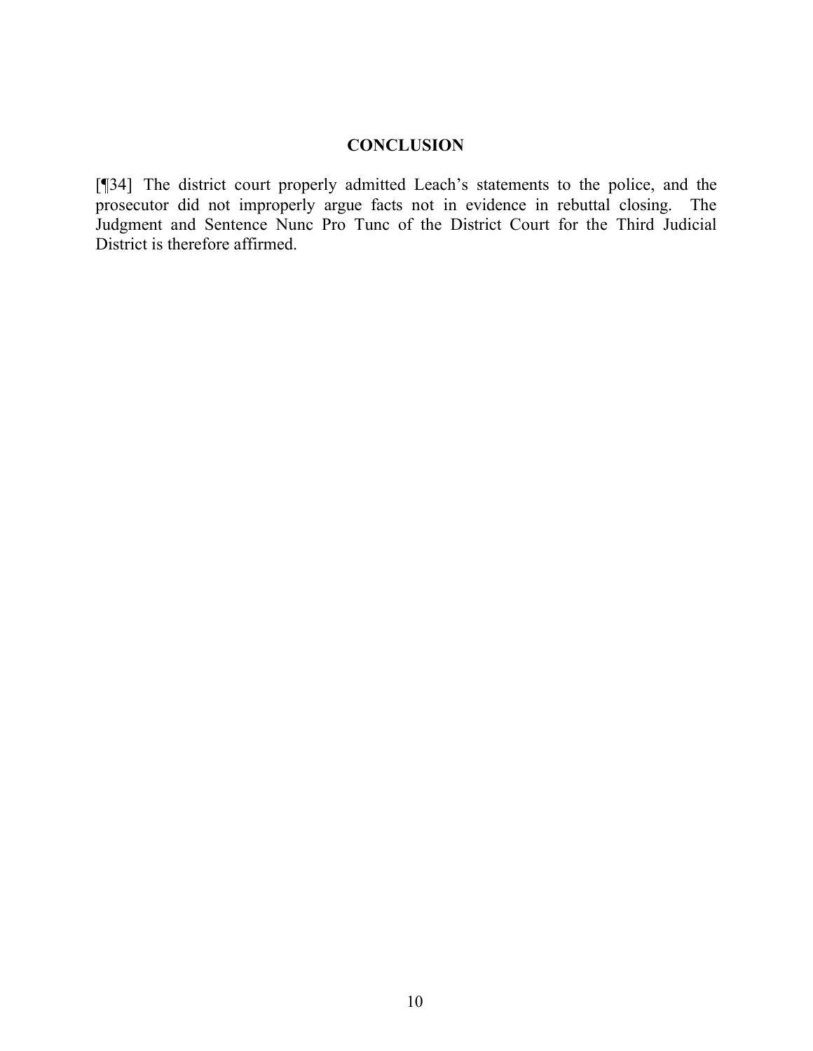## CONCLUSION

[¶34] The district court properly admitted Leach's statements to the police, and the prosecutor did not improperly argue facts not in evidence in rebuttal closing. The Judgment and Sentence Nunc Pro Tunc of the District Court for the Third Judicial District is therefore affirmed.